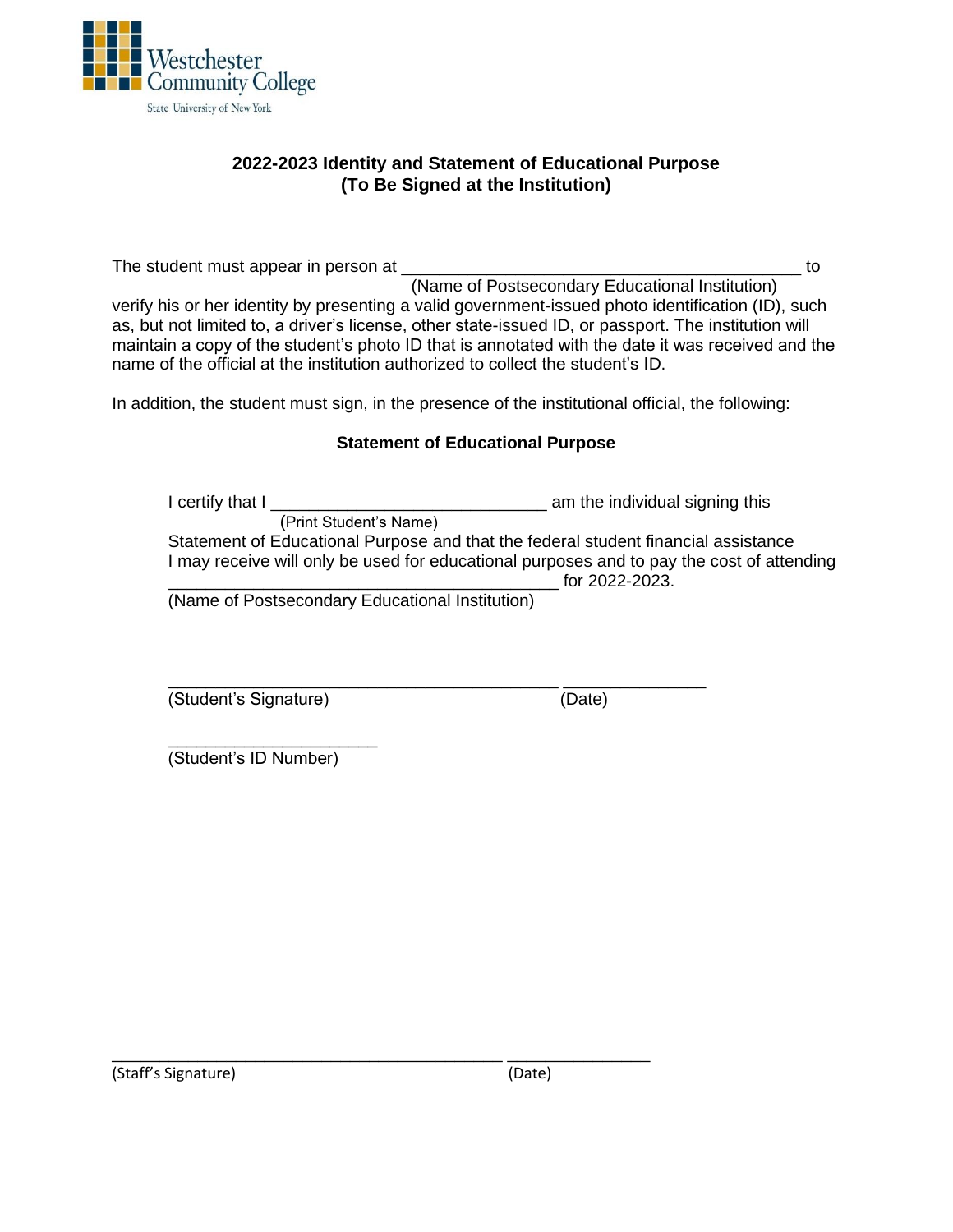Westchester Community College
State University of New York

# 2022-2023 Identity and Statement of Educational Purpose
## (To Be Signed at the Institution)

The student must appear in person at ________________________________________ to
(Name of Postsecondary Educational Institution)
verify his or her identity by presenting a valid government-issued photo identification (ID), such as, but not limited to, a driver's license, other state-issued ID, or passport. The institution will maintain a copy of the student's photo ID that is annotated with the date it was received and the name of the official at the institution authorized to collect the student's ID.

In addition, the student must sign, in the presence of the institutional official, the following:

**Statement of Educational Purpose**

I certify that I ____________________________ am the individual signing this
(Print Student's Name)
Statement of Educational Purpose and that the federal student financial assistance I may receive will only be used for educational purposes and to pay the cost of attending ________________________________________ for 2022-2023.
(Name of Postsecondary Educational Institution)

________________________________________ ______________
(Student's Signature) (Date)

_____________________
(Student's ID Number)

________________________________________ ______________
(Staff's Signature) (Date)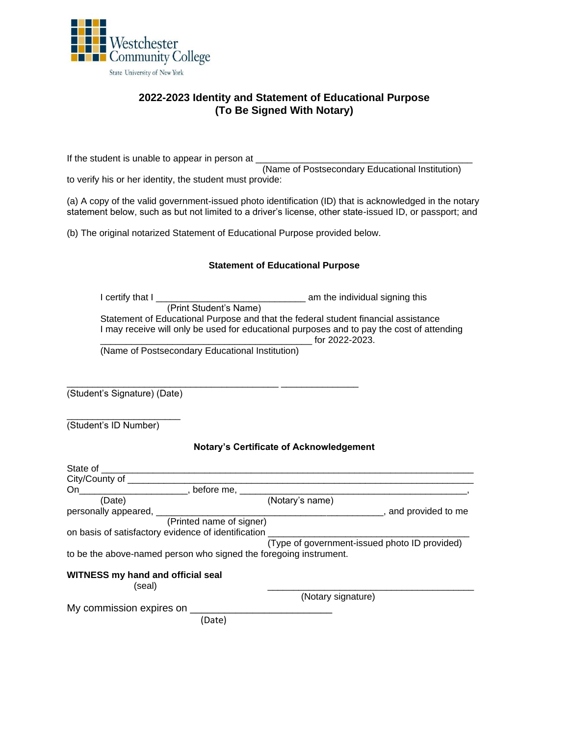Westchester Community College

State University of New York

# 2022-2023 Identity and Statement of Educational Purpose (To Be Signed With Notary)

If the student is unable to appear in person at ___________________________________________
(Name of Postsecondary Educational Institution)
to verify his or her identity, the student must provide:

(a) A copy of the valid government-issued photo identification (ID) that is acknowledged in the notary statement below, such as but not limited to a driver's license, other state-issued ID, or passport; and

(b) The original notarized Statement of Educational Purpose provided below.

## Statement of Educational Purpose

I certify that I _____________________________ am the individual signing this
(Print Student's Name)
Statement of Educational Purpose and that the federal student financial assistance I may receive will only be used for educational purposes and to pay the cost of attending __________________________________________ for 2022-2023.
(Name of Postsecondary Educational Institution)

__________________________________________ _______________
(Student's Signature) (Date)

______________________
(Student's ID Number)

## Notary's Certificate of Acknowledgement

State of ___________________________________________________________________________
City/County of ______________________________________________________________________
On_____________________, before me, ______________________________________________,
(Date) (Notary's name)
personally appeared, ______________________________________________, and provided to me
(Printed name of signer)
on basis of satisfactory evidence of identification ________________________________________
(Type of government-issued photo ID provided)
to be the above-named person who signed the foregoing instrument.

**WITNESS my hand and official seal**
(seal) __________________________________________
(Notary signature)

My commission expires on __________________________
(Date)